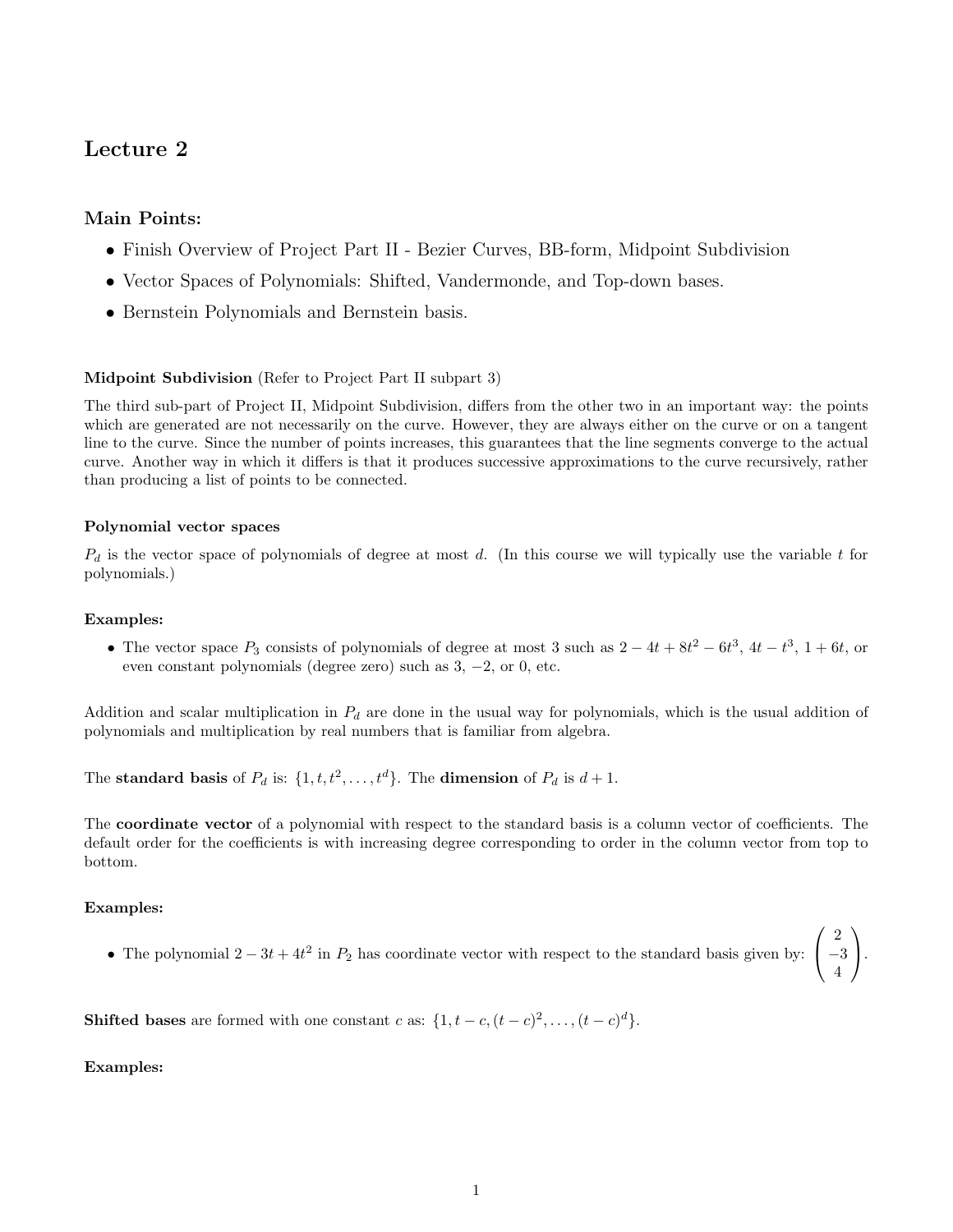# Lecture 2

## Main Points:

- Finish Overview of Project Part II - Bezier Curves, BB-form, Midpoint Subdivision
- Vector Spaces of Polynomials: Shifted, Vandermonde, and Top-down bases.
- Bernstein Polynomials and Bernstein basis.

**Midpoint Subdivision** (Refer to Project Part II subpart 3)

The third sub-part of Project II, Midpoint Subdivision, differs from the other two in an important way: the points which are generated are not necessarily on the curve. However, they are always either on the curve or on a tangent line to the curve. Since the number of points increases, this guarantees that the line segments converge to the actual curve. Another way in which it differs is that it produces successive approximations to the curve recursively, rather than producing a list of points to be connected.

**Polynomial vector spaces**

$P_d$ is the vector space of polynomials of degree at most $d$. (In this course we will typically use the variable $t$ for polynomials.)

**Examples:**

- The vector space $P_3$ consists of polynomials of degree at most 3 such as $2 - 4t + 8t^2 - 6t^3$, $4t - t^3$, $1 + 6t$, or even constant polynomials (degree zero) such as 3, $-2$, or 0, etc.

Addition and scalar multiplication in $P_d$ are done in the usual way for polynomials, which is the usual addition of polynomials and multiplication by real numbers that is familiar from algebra.

The **standard basis** of $P_d$ is: $\{1, t, t^2, \ldots, t^d\}$. The **dimension** of $P_d$ is $d + 1$.

The **coordinate vector** of a polynomial with respect to the standard basis is a column vector of coefficients. The default order for the coefficients is with increasing degree corresponding to order in the column vector from top to bottom.

**Examples:**

- The polynomial $2 - 3t + 4t^2$ in $P_2$ has coordinate vector with respect to the standard basis given by: $\begin{pmatrix} 2 \\ -3 \\ 4 \end{pmatrix}$.

**Shifted bases** are formed with one constant $c$ as: $\{1, t - c, (t - c)^2, \ldots, (t - c)^d\}$.

**Examples:**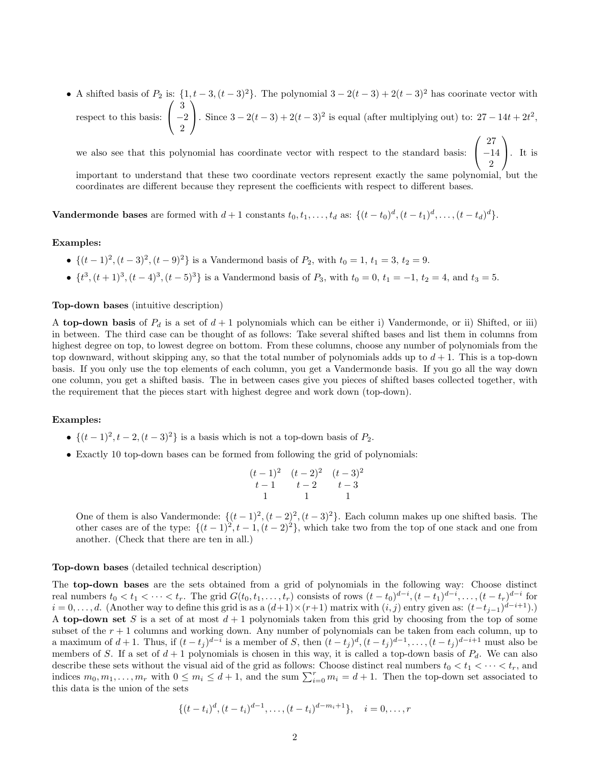- A shifted basis of $P_2$ is: $\{1, t-3, (t-3)^2\}$. The polynomial $3 - 2(t-3) + 2(t-3)^2$ has coorinate vector with respect to this basis: $\begin{pmatrix} 3 \\ -2 \\ 2 \end{pmatrix}$. Since $3 - 2(t-3) + 2(t-3)^2$ is equal (after multiplying out) to: $27 - 14t + 2t^2$, we also see that this polynomial has coordinate vector with respect to the standard basis: $\begin{pmatrix} 27 \\ -14 \\ 2 \end{pmatrix}$. It is important to understand that these two coordinate vectors represent exactly the same polynomial, but the coordinates are different because they represent the coefficients with respect to different bases.

**Vandermonde bases** are formed with $d+1$ constants $t_0, t_1, \ldots, t_d$ as: $\{(t-t_0)^d, (t-t_1)^d, \ldots, (t-t_d)^d\}$.

**Examples:**

- $\{(t-1)^2, (t-3)^2, (t-9)^2\}$ is a Vandermond basis of $P_2$, with $t_0 = 1$, $t_1 = 3$, $t_2 = 9$.
- $\{t^3, (t+1)^3, (t-4)^3, (t-5)^3\}$ is a Vandermond basis of $P_3$, with $t_0 = 0$, $t_1 = -1$, $t_2 = 4$, and $t_3 = 5$.

**Top-down bases** (intuitive description)

A **top-down basis** of $P_d$ is a set of $d+1$ polynomials which can be either i) Vandermonde, or ii) Shifted, or iii) in between. The third case can be thought of as follows: Take several shifted bases and list them in columns from highest degree on top, to lowest degree on bottom. From these columns, choose any number of polynomials from the top downward, without skipping any, so that the total number of polynomials adds up to $d+1$. This is a top-down basis. If you only use the top elements of each column, you get a Vandermonde basis. If you go all the way down one column, you get a shifted basis. The in between cases give you pieces of shifted bases collected together, with the requirement that the pieces start with highest degree and work down (top-down).

**Examples:**

- $\{(t-1)^2, t-2, (t-3)^2\}$ is a basis which is not a top-down basis of $P_2$.
- Exactly 10 top-down bases can be formed from following the grid of polynomials:

$$\begin{matrix} (t-1)^2 & (t-2)^2 & (t-3)^2 \\ t-1 & t-2 & t-3 \\ 1 & 1 & 1 \end{matrix}$$

  One of them is also Vandermonde: $\{(t-1)^2, (t-2)^2, (t-3)^2\}$. Each column makes up one shifted basis. The other cases are of the type: $\{(t-1)^2, t-1, (t-2)^2\}$, which take two from the top of one stack and one from another. (Check that there are ten in all.)

**Top-down bases** (detailed technical description)

The **top-down bases** are the sets obtained from a grid of polynomials in the following way: Choose distinct real numbers $t_0 < t_1 < \cdots < t_r$. The grid $G(t_0, t_1, \ldots, t_r)$ consists of rows $(t-t_0)^{d-i}, (t-t_1)^{d-i}, \ldots, (t-t_r)^{d-i}$ for $i = 0, \ldots, d$. (Another way to define this grid is as a $(d+1) \times (r+1)$ matrix with $(i,j)$ entry given as: $(t-t_{j-1})^{d-i+1}$.) A **top-down set** $S$ is a set of at most $d+1$ polynomials taken from this grid by choosing from the top of some subset of the $r+1$ columns and working down. Any number of polynomials can be taken from each column, up to a maximum of $d+1$. Thus, if $(t-t_j)^{d-i}$ is a member of $S$, then $(t-t_j)^d, (t-t_j)^{d-1}, \ldots, (t-t_j)^{d-i+1}$ must also be members of $S$. If a set of $d+1$ polynomials is chosen in this way, it is called a top-down basis of $P_d$. We can also describe these sets without the visual aid of the grid as follows: Choose distinct real numbers $t_0 < t_1 < \cdots < t_r$, and indices $m_0, m_1, \ldots, m_r$ with $0 \leq m_i \leq d+1$, and the sum $\sum_{i=0}^{r} m_i = d+1$. Then the top-down set associated to this data is the union of the sets

$$\{(t-t_i)^d, (t-t_i)^{d-1}, \ldots, (t-t_i)^{d-m_i+1}\}, \quad i = 0, \ldots, r$$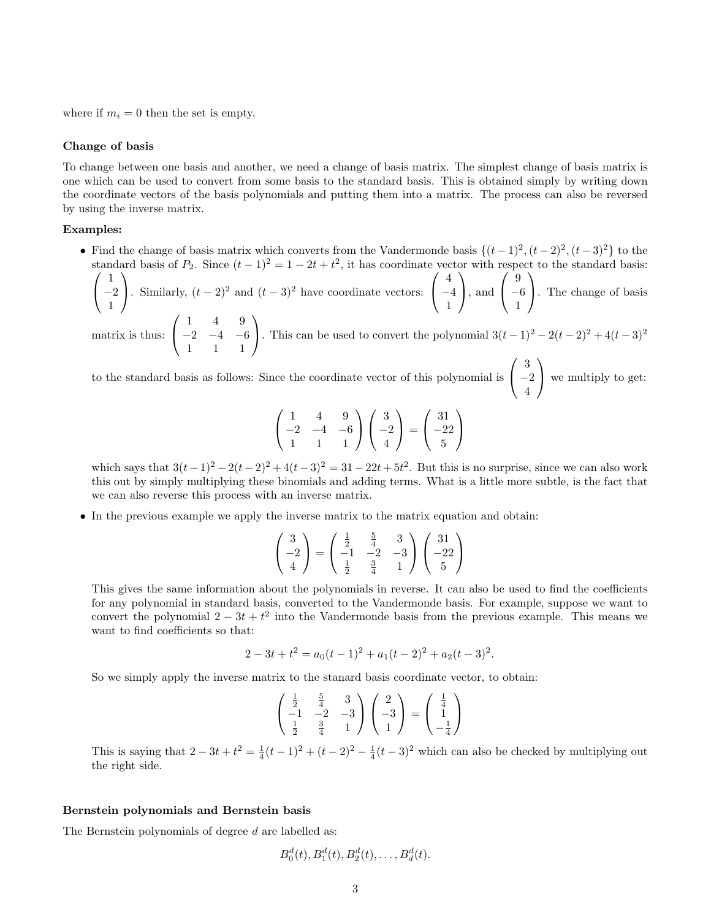where if $m_i = 0$ then the set is empty.

**Change of basis**

To change between one basis and another, we need a change of basis matrix. The simplest change of basis matrix is one which can be used to convert from some basis to the standard basis. This is obtained simply by writing down the coordinate vectors of the basis polynomials and putting them into a matrix. The process can also be reversed by using the inverse matrix.

**Examples:**

- Find the change of basis matrix which converts from the Vandermonde basis $\{(t-1)^2, (t-2)^2, (t-3)^2\}$ to the standard basis of $P_2$. Since $(t-1)^2 = 1 - 2t + t^2$, it has coordinate vector with respect to the standard basis: $\begin{pmatrix} 1 \\ -2 \\ 1 \end{pmatrix}$. Similarly, $(t-2)^2$ and $(t-3)^2$ have coordinate vectors: $\begin{pmatrix} 4 \\ -4 \\ 1 \end{pmatrix}$, and $\begin{pmatrix} 9 \\ -6 \\ 1 \end{pmatrix}$. The change of basis matrix is thus: $\begin{pmatrix} 1 & 4 & 9 \\ -2 & -4 & -6 \\ 1 & 1 & 1 \end{pmatrix}$. This can be used to convert the polynomial $3(t-1)^2 - 2(t-2)^2 + 4(t-3)^2$ to the standard basis as follows: Since the coordinate vector of this polynomial is $\begin{pmatrix} 3 \\ -2 \\ 4 \end{pmatrix}$ we multiply to get:

$$\begin{pmatrix} 1 & 4 & 9 \\ -2 & -4 & -6 \\ 1 & 1 & 1 \end{pmatrix} \begin{pmatrix} 3 \\ -2 \\ 4 \end{pmatrix} = \begin{pmatrix} 31 \\ -22 \\ 5 \end{pmatrix}$$

which says that $3(t-1)^2 - 2(t-2)^2 + 4(t-3)^2 = 31 - 22t + 5t^2$. But this is no surprise, since we can also work this out by simply multiplying these binomials and adding terms. What is a little more subtle, is the fact that we can also reverse this process with an inverse matrix.

- In the previous example we apply the inverse matrix to the matrix equation and obtain:

$$\begin{pmatrix} 3 \\ -2 \\ 4 \end{pmatrix} = \begin{pmatrix} \frac{1}{2} & \frac{5}{4} & 3 \\ -1 & -2 & -3 \\ \frac{1}{2} & \frac{3}{4} & 1 \end{pmatrix} \begin{pmatrix} 31 \\ -22 \\ 5 \end{pmatrix}$$

This gives the same information about the polynomials in reverse. It can also be used to find the coefficients for any polynomial in standard basis, converted to the Vandermonde basis. For example, suppose we want to convert the polynomial $2 - 3t + t^2$ into the Vandermonde basis from the previous example. This means we want to find coefficients so that:

$$2 - 3t + t^2 = a_0(t-1)^2 + a_1(t-2)^2 + a_2(t-3)^2.$$

So we simply apply the inverse matrix to the stanard basis coordinate vector, to obtain:

$$\begin{pmatrix} \frac{1}{2} & \frac{5}{4} & 3 \\ -1 & -2 & -3 \\ \frac{1}{2} & \frac{3}{4} & 1 \end{pmatrix} \begin{pmatrix} 2 \\ -3 \\ 1 \end{pmatrix} = \begin{pmatrix} \frac{1}{4} \\ 1 \\ -\frac{1}{4} \end{pmatrix}$$

This is saying that $2 - 3t + t^2 = \frac{1}{4}(t-1)^2 + (t-2)^2 - \frac{1}{4}(t-3)^2$ which can also be checked by multiplying out the right side.

**Bernstein polynomials and Bernstein basis**

The Bernstein polynomials of degree $d$ are labelled as:

$$B_0^d(t), B_1^d(t), B_2^d(t), \ldots, B_d^d(t).$$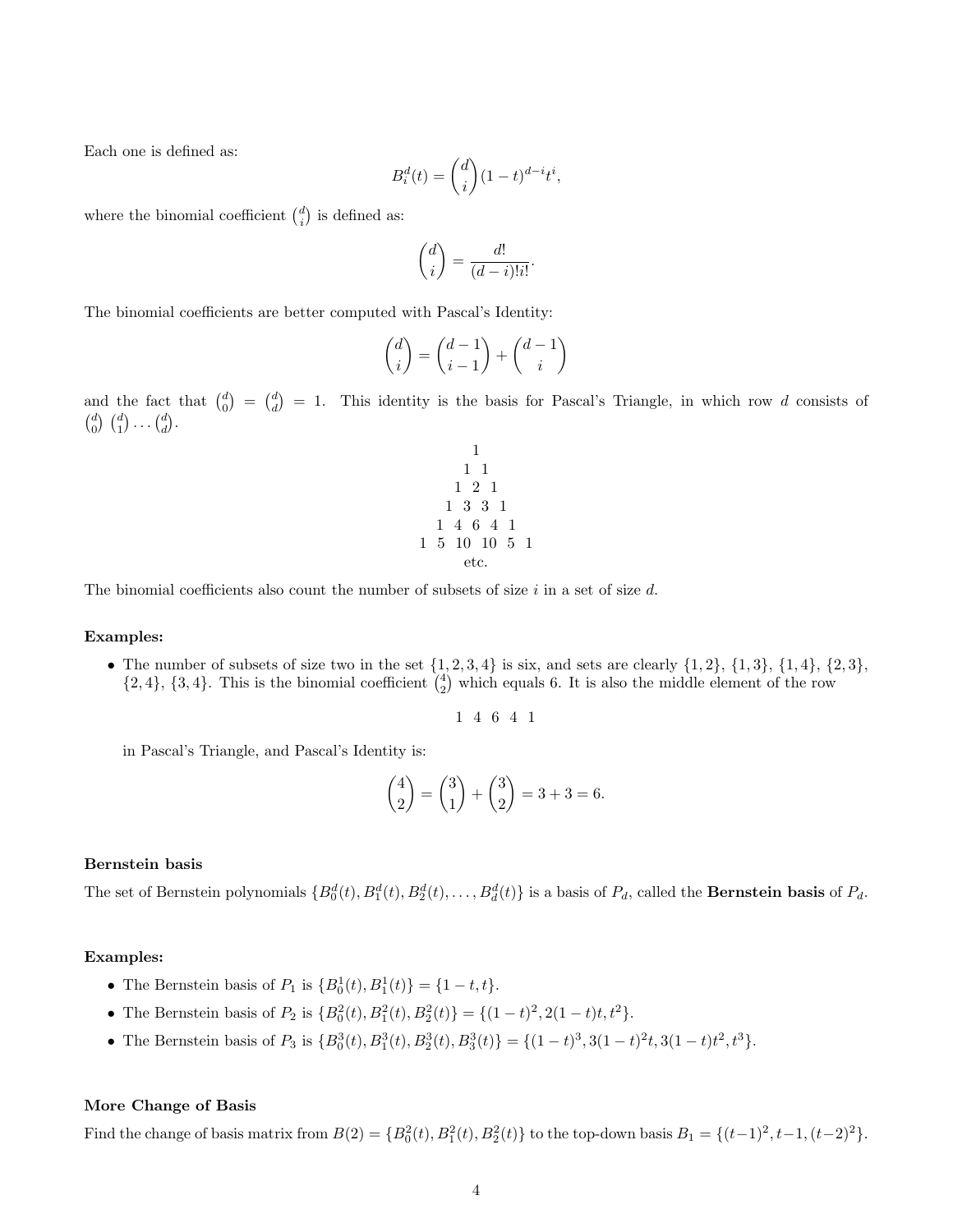Each one is defined as:

$$B_i^d(t) = \binom{d}{i}(1-t)^{d-i}t^i,$$

where the binomial coefficient $\binom{d}{i}$ is defined as:

$$\binom{d}{i} = \frac{d!}{(d-i)!i!}.$$

The binomial coefficients are better computed with Pascal's Identity:

$$\binom{d}{i} = \binom{d-1}{i-1} + \binom{d-1}{i}$$

and the fact that $\binom{d}{0} = \binom{d}{d} = 1$. This identity is the basis for Pascal's Triangle, in which row $d$ consists of $\binom{d}{0}\ \binom{d}{1} \cdots \binom{d}{d}$.

$$\begin{array}{c} 1 \\ 1\ \ 1 \\ 1\ \ 2\ \ 1 \\ 1\ \ 3\ \ 3\ \ 1 \\ 1\ \ 4\ \ 6\ \ 4\ \ 1 \\ 1\ \ 5\ \ 10\ \ 10\ \ 5\ \ 1 \\ \text{etc.} \end{array}$$

The binomial coefficients also count the number of subsets of size $i$ in a set of size $d$.

**Examples:**

- The number of subsets of size two in the set $\{1, 2, 3, 4\}$ is six, and sets are clearly $\{1, 2\}$, $\{1, 3\}$, $\{1, 4\}$, $\{2, 3\}$, $\{2, 4\}$, $\{3, 4\}$. This is the binomial coefficient $\binom{4}{2}$ which equals 6. It is also the middle element of the row

  $$1\ \ 4\ \ 6\ \ 4\ \ 1$$

  in Pascal's Triangle, and Pascal's Identity is:

  $$\binom{4}{2} = \binom{3}{1} + \binom{3}{2} = 3 + 3 = 6.$$

**Bernstein basis**

The set of Bernstein polynomials $\{B_0^d(t), B_1^d(t), B_2^d(t), \ldots, B_d^d(t)\}$ is a basis of $P_d$, called the **Bernstein basis** of $P_d$.

**Examples:**

- The Bernstein basis of $P_1$ is $\{B_0^1(t), B_1^1(t)\} = \{1-t, t\}$.
- The Bernstein basis of $P_2$ is $\{B_0^2(t), B_1^2(t), B_2^2(t)\} = \{(1-t)^2, 2(1-t)t, t^2\}$.
- The Bernstein basis of $P_3$ is $\{B_0^3(t), B_1^3(t), B_2^3(t), B_3^3(t)\} = \{(1-t)^3, 3(1-t)^2t, 3(1-t)t^2, t^3\}$.

**More Change of Basis**

Find the change of basis matrix from $B(2) = \{B_0^2(t), B_1^2(t), B_2^2(t)\}$ to the top-down basis $B_1 = \{(t-1)^2, t-1, (t-2)^2\}$.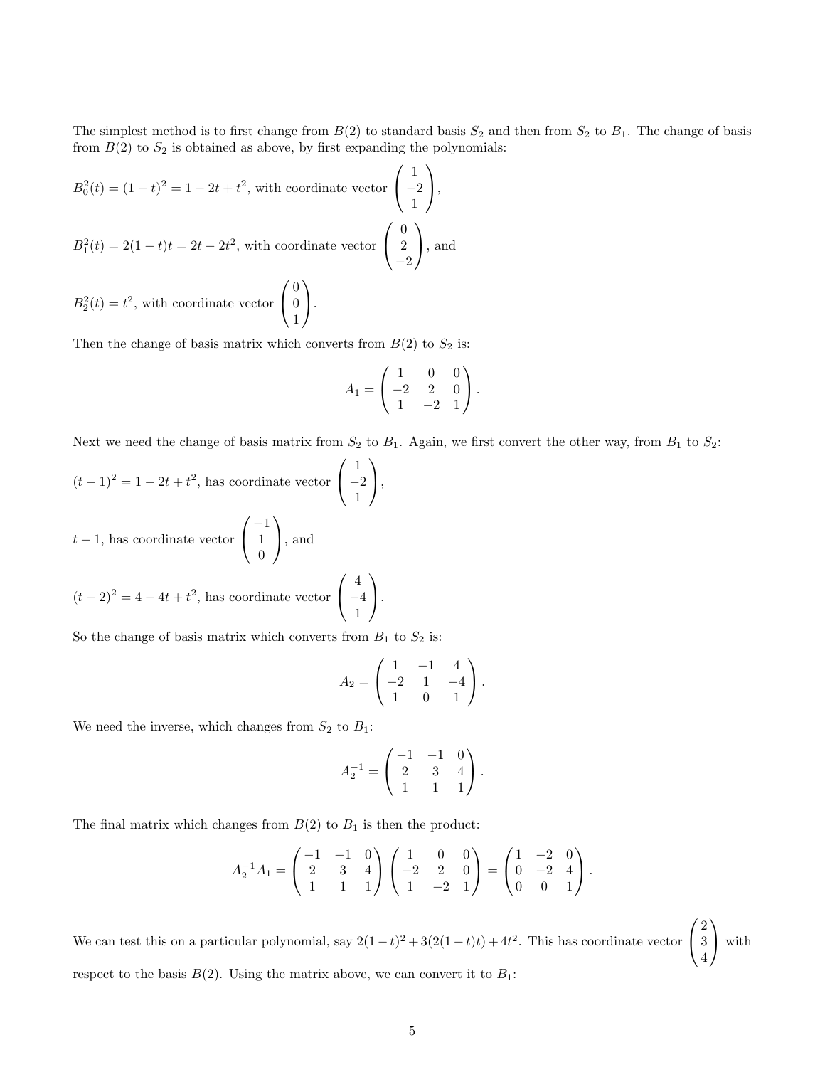The simplest method is to first change from $B(2)$ to standard basis $S_2$ and then from $S_2$ to $B_1$. The change of basis from $B(2)$ to $S_2$ is obtained as above, by first expanding the polynomials:

$B_0^2(t) = (1-t)^2 = 1 - 2t + t^2$, with coordinate vector $\begin{pmatrix} 1 \\ -2 \\ 1 \end{pmatrix}$,

$B_1^2(t) = 2(1-t)t = 2t - 2t^2$, with coordinate vector $\begin{pmatrix} 0 \\ 2 \\ -2 \end{pmatrix}$, and

$B_2^2(t) = t^2$, with coordinate vector $\begin{pmatrix} 0 \\ 0 \\ 1 \end{pmatrix}$.

Then the change of basis matrix which converts from $B(2)$ to $S_2$ is:

$$A_1 = \begin{pmatrix} 1 & 0 & 0 \\ -2 & 2 & 0 \\ 1 & -2 & 1 \end{pmatrix}.$$

Next we need the change of basis matrix from $S_2$ to $B_1$. Again, we first convert the other way, from $B_1$ to $S_2$:

$(t-1)^2 = 1 - 2t + t^2$, has coordinate vector $\begin{pmatrix} 1 \\ -2 \\ 1 \end{pmatrix}$,

$t - 1$, has coordinate vector $\begin{pmatrix} -1 \\ 1 \\ 0 \end{pmatrix}$, and

$(t-2)^2 = 4 - 4t + t^2$, has coordinate vector $\begin{pmatrix} 4 \\ -4 \\ 1 \end{pmatrix}$.

So the change of basis matrix which converts from $B_1$ to $S_2$ is:

$$A_2 = \begin{pmatrix} 1 & -1 & 4 \\ -2 & 1 & -4 \\ 1 & 0 & 1 \end{pmatrix}.$$

We need the inverse, which changes from $S_2$ to $B_1$:

$$A_2^{-1} = \begin{pmatrix} -1 & -1 & 0 \\ 2 & 3 & 4 \\ 1 & 1 & 1 \end{pmatrix}.$$

The final matrix which changes from $B(2)$ to $B_1$ is then the product:

$$A_2^{-1}A_1 = \begin{pmatrix} -1 & -1 & 0 \\ 2 & 3 & 4 \\ 1 & 1 & 1 \end{pmatrix} \begin{pmatrix} 1 & 0 & 0 \\ -2 & 2 & 0 \\ 1 & -2 & 1 \end{pmatrix} = \begin{pmatrix} 1 & -2 & 0 \\ 0 & -2 & 4 \\ 0 & 0 & 1 \end{pmatrix}.$$

We can test this on a particular polynomial, say $2(1-t)^2 + 3(2(1-t)t) + 4t^2$. This has coordinate vector $\begin{pmatrix} 2 \\ 3 \\ 4 \end{pmatrix}$ with respect to the basis $B(2)$. Using the matrix above, we can convert it to $B_1$: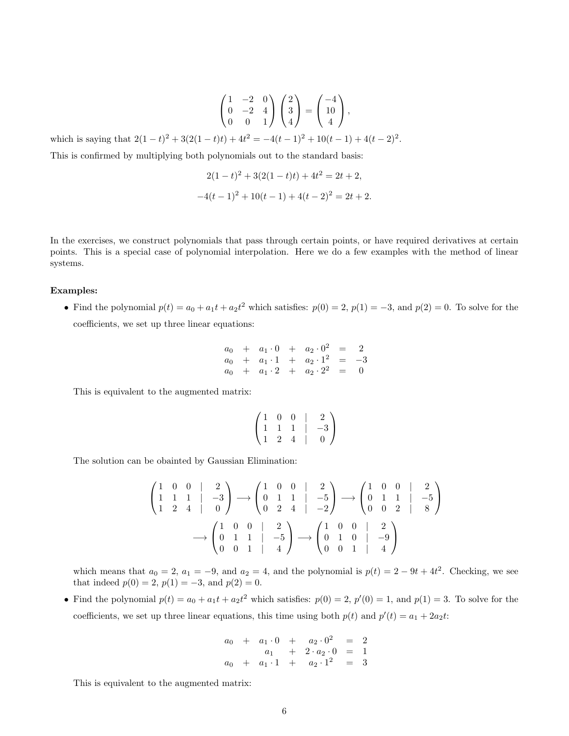$$\begin{pmatrix} 1 & -2 & 0 \\ 0 & -2 & 4 \\ 0 & 0 & 1 \end{pmatrix} \begin{pmatrix} 2 \\ 3 \\ 4 \end{pmatrix} = \begin{pmatrix} -4 \\ 10 \\ 4 \end{pmatrix},$$

which is saying that $2(1-t)^2 + 3(2(1-t)t) + 4t^2 = -4(t-1)^2 + 10(t-1) + 4(t-2)^2$.

This is confirmed by multiplying both polynomials out to the standard basis:

$$2(1-t)^2 + 3(2(1-t)t) + 4t^2 = 2t + 2,$$

$$-4(t-1)^2 + 10(t-1) + 4(t-2)^2 = 2t + 2.$$

In the exercises, we construct polynomials that pass through certain points, or have required derivatives at certain points. This is a special case of polynomial interpolation. Here we do a few examples with the method of linear systems.

**Examples:**

- Find the polynomial $p(t) = a_0 + a_1 t + a_2 t^2$ which satisfies: $p(0) = 2$, $p(1) = -3$, and $p(2) = 0$. To solve for the coefficients, we set up three linear equations:

$$\begin{array}{ccccccc} a_0 & + & a_1 \cdot 0 & + & a_2 \cdot 0^2 & = & 2 \\ a_0 & + & a_1 \cdot 1 & + & a_2 \cdot 1^2 & = & -3 \\ a_0 & + & a_1 \cdot 2 & + & a_2 \cdot 2^2 & = & 0 \end{array}$$

  This is equivalent to the augmented matrix:

$$\left(\begin{array}{ccc|c} 1 & 0 & 0 & 2 \\ 1 & 1 & 1 & -3 \\ 1 & 2 & 4 & 0 \end{array}\right)$$

  The solution can be obainted by Gaussian Elimination:

$$\left(\begin{array}{ccc|c} 1 & 0 & 0 & 2 \\ 1 & 1 & 1 & -3 \\ 1 & 2 & 4 & 0 \end{array}\right) \longrightarrow \left(\begin{array}{ccc|c} 1 & 0 & 0 & 2 \\ 0 & 1 & 1 & -5 \\ 0 & 2 & 4 & -2 \end{array}\right) \longrightarrow \left(\begin{array}{ccc|c} 1 & 0 & 0 & 2 \\ 0 & 1 & 1 & -5 \\ 0 & 0 & 2 & 8 \end{array}\right)$$

$$\longrightarrow \left(\begin{array}{ccc|c} 1 & 0 & 0 & 2 \\ 0 & 1 & 1 & -5 \\ 0 & 0 & 1 & 4 \end{array}\right) \longrightarrow \left(\begin{array}{ccc|c} 1 & 0 & 0 & 2 \\ 0 & 1 & 0 & -9 \\ 0 & 0 & 1 & 4 \end{array}\right)$$

  which means that $a_0 = 2$, $a_1 = -9$, and $a_2 = 4$, and the polynomial is $p(t) = 2 - 9t + 4t^2$. Checking, we see that indeed $p(0) = 2$, $p(1) = -3$, and $p(2) = 0$.

- Find the polynomial $p(t) = a_0 + a_1 t + a_2 t^2$ which satisfies: $p(0) = 2$, $p'(0) = 1$, and $p(1) = 3$. To solve for the coefficients, we set up three linear equations, this time using both $p(t)$ and $p'(t) = a_1 + 2a_2 t$:

$$\begin{array}{ccccccc} a_0 & + & a_1 \cdot 0 & + & a_2 \cdot 0^2 & = & 2 \\ & & a_1 & + & 2 \cdot a_2 \cdot 0 & = & 1 \\ a_0 & + & a_1 \cdot 1 & + & a_2 \cdot 1^2 & = & 3 \end{array}$$

  This is equivalent to the augmented matrix: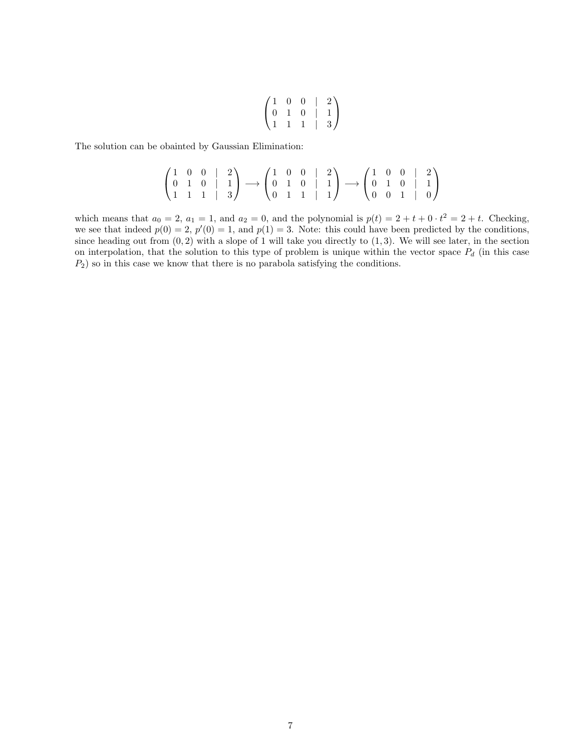$$\begin{pmatrix} 1 & 0 & 0 & | & 2 \\ 0 & 1 & 0 & | & 1 \\ 1 & 1 & 1 & | & 3 \end{pmatrix}$$

The solution can be obainted by Gaussian Elimination:

$$\begin{pmatrix} 1 & 0 & 0 & | & 2 \\ 0 & 1 & 0 & | & 1 \\ 1 & 1 & 1 & | & 3 \end{pmatrix} \longrightarrow \begin{pmatrix} 1 & 0 & 0 & | & 2 \\ 0 & 1 & 0 & | & 1 \\ 0 & 1 & 1 & | & 1 \end{pmatrix} \longrightarrow \begin{pmatrix} 1 & 0 & 0 & | & 2 \\ 0 & 1 & 0 & | & 1 \\ 0 & 0 & 1 & | & 0 \end{pmatrix}$$

which means that $a_0 = 2$, $a_1 = 1$, and $a_2 = 0$, and the polynomial is $p(t) = 2 + t + 0 \cdot t^2 = 2 + t$. Checking, we see that indeed $p(0) = 2$, $p'(0) = 1$, and $p(1) = 3$. Note: this could have been predicted by the conditions, since heading out from $(0, 2)$ with a slope of 1 will take you directly to $(1, 3)$. We will see later, in the section on interpolation, that the solution to this type of problem is unique within the vector space $P_d$ (in this case $P_2$) so in this case we know that there is no parabola satisfying the conditions.